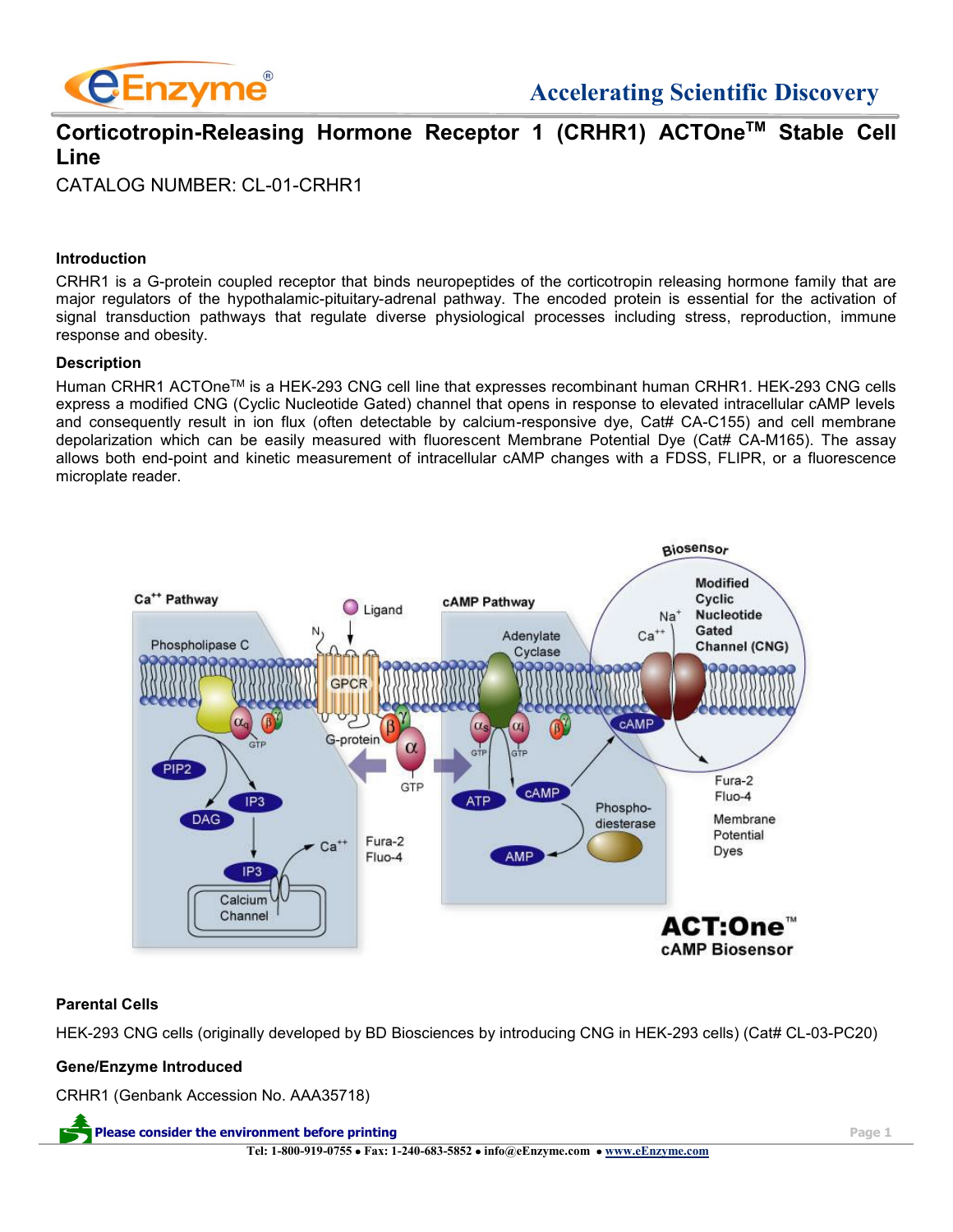# Corticotropin-Releasing Hormone Receptor 1 (CRHR1) ACTOne™ Stable Cell Line

CATALOG NUMBER: CL-01-CRHR1

### Introduction

CRHR1 is a G-protein coupled receptor that binds neuropeptides of the corticotropin releasing hormone family that are major regulators of the hypothalamic-pituitary-adrenal pathway. The encoded protein is essential for the activation of signal transduction pathways that regulate diverse physiological processes including stress, reproduction, immune response and obesity.

### Description

Human CRHR1 ACTOne™ is a HEK-293 CNG cell line that expresses recombinant human CRHR1. HEK-293 CNG cells express a modified CNG (Cyclic Nucleotide Gated) channel that opens in response to elevated intracellular cAMP levels and consequently result in ion flux (often detectable by calcium-responsive dye, Cat# CA-C155) and cell membrane depolarization which can be easily measured with fluorescent Membrane Potential Dye (Cat# CA-M165). The assay allows both end-point and kinetic measurement of intracellular cAMP changes with a FDSS, FLIPR, or a fluorescence microplate reader.

### Parental Cells

HEK-293 CNG cells (originally developed by BD Biosciences by introducing CNG in HEK-293 cells) (Cat# CL-03-PC20)

### Gene/Enzyme Introduced

CRHR1 (Genbank Accession No. AAA35718)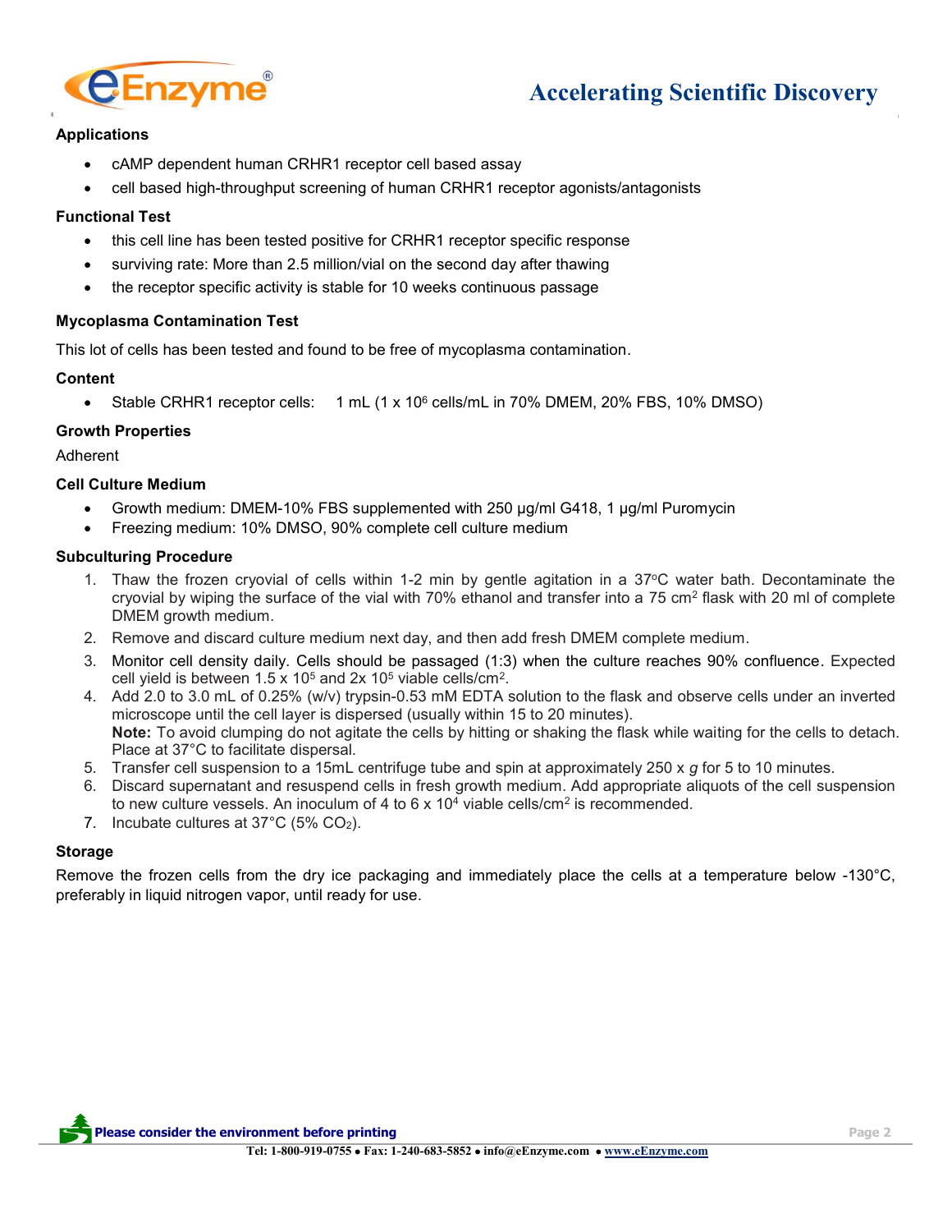### Applications

- cAMP dependent human CRHR1 receptor cell based assay
- cell based high-throughput screening of human CRHR1 receptor agonists/antagonists

### Functional Test

- this cell line has been tested positive for CRHR1 receptor specific response
- surviving rate: More than 2.5 million/vial on the second day after thawing
- the receptor specific activity is stable for 10 weeks continuous passage

### Mycoplasma Contamination Test

This lot of cells has been tested and found to be free of mycoplasma contamination.

### Content

- Stable CRHR1 receptor cells: 1 mL (1 x $10^6$ cells/mL in 70% DMEM, 20% FBS, 10% DMSO)

### Growth Properties

Adherent

### Cell Culture Medium

- Growth medium: DMEM-10% FBS supplemented with 250 µg/ml G418, 1 µg/ml Puromycin
- Freezing medium: 10% DMSO, 90% complete cell culture medium

### Subculturing Procedure

1. Thaw the frozen cryovial of cells within 1-2 min by gentle agitation in a 37°C water bath. Decontaminate the cryovial by wiping the surface of the vial with 70% ethanol and transfer into a 75 $cm^2$ flask with 20 ml of complete DMEM growth medium.
2. Remove and discard culture medium next day, and then add fresh DMEM complete medium.
3. Monitor cell density daily. Cells should be passaged (1:3) when the culture reaches 90% confluence. Expected cell yield is between 1.5 x $10^5$ and 2x $10^5$ viable cells/$cm^2$.
4. Add 2.0 to 3.0 mL of 0.25% (w/v) trypsin-0.53 mM EDTA solution to the flask and observe cells under an inverted microscope until the cell layer is dispersed (usually within 15 to 20 minutes).
   **Note:** To avoid clumping do not agitate the cells by hitting or shaking the flask while waiting for the cells to detach. Place at 37°C to facilitate dispersal.
5. Transfer cell suspension to a 15mL centrifuge tube and spin at approximately 250 x *g* for 5 to 10 minutes.
6. Discard supernatant and resuspend cells in fresh growth medium. Add appropriate aliquots of the cell suspension to new culture vessels. An inoculum of 4 to 6 x $10^4$ viable cells/$cm^2$ is recommended.
7. Incubate cultures at 37°C (5% $CO_2$).

### Storage

Remove the frozen cells from the dry ice packaging and immediately place the cells at a temperature below -130°C, preferably in liquid nitrogen vapor, until ready for use.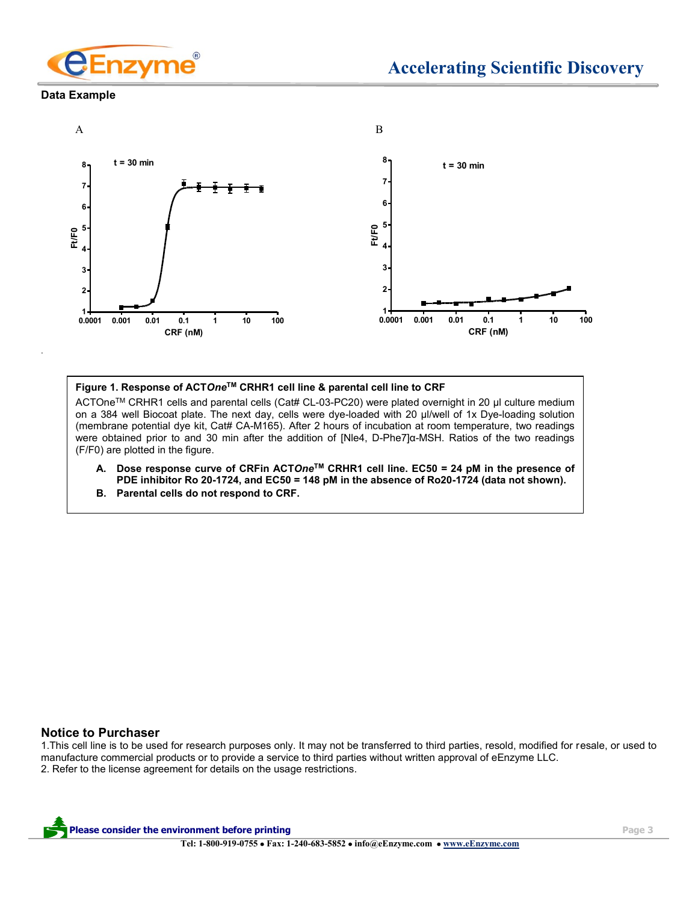## Data Example

A

t = 30 min

Ft/F0

8
7
6
5
4
3
2
1

0.0001 0.001 0.01 0.1 1 10 100

CRF (nM)

B

t = 30 min

Ft/F0

8
7
6
5
4
3
2
1

0.0001 0.001 0.01 0.1 1 10 100

CRF (nM)

**Figure 1. Response of ACT*One*™ CRHR1 cell line & parental cell line to CRF**

ACTOne™ CRHR1 cells and parental cells (Cat# CL-03-PC20) were plated overnight in 20 µl culture medium on a 384 well Biocoat plate. The next day, cells were dye-loaded with 20 µl/well of 1x Dye-loading solution (membrane potential dye kit, Cat# CA-M165). After 2 hours of incubation at room temperature, two readings were obtained prior to and 30 min after the addition of [Nle4, D-Phe7]α-MSH. Ratios of the two readings (F/F0) are plotted in the figure.

- **A. Dose response curve of CRFin ACT*One*™ CRHR1 cell line. EC50 = 24 pM in the presence of PDE inhibitor Ro 20-1724, and EC50 = 148 pM in the absence of Ro20-1724 (data not shown).**
- **B. Parental cells do not respond to CRF.**

## Notice to Purchaser

1.This cell line is to be used for research purposes only. It may not be transferred to third parties, resold, modified for resale, or used to manufacture commercial products or to provide a service to third parties without written approval of eEnzyme LLC.
2. Refer to the license agreement for details on the usage restrictions.